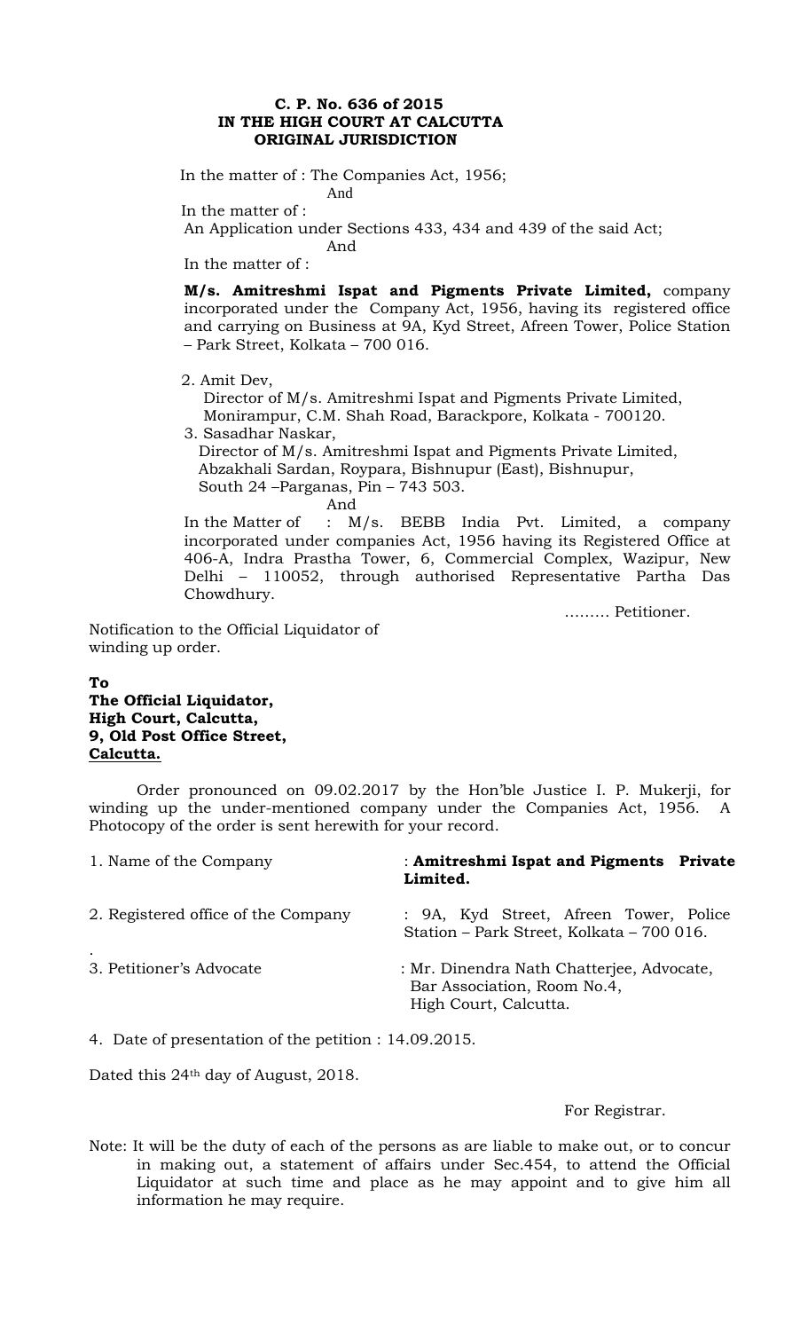**C. P. No. 636 of 2015**
**IN THE HIGH COURT AT CALCUTTA**
**ORIGINAL JURISDICTION**

In the matter of : The Companies Act, 1956;

And

In the matter of :

An Application under Sections 433, 434 and 439 of the said Act;

And

In the matter of :

**M/s. Amitreshmi Ispat and Pigments Private Limited,** company incorporated under the Company Act, 1956, having its registered office and carrying on Business at 9A, Kyd Street, Afreen Tower, Police Station – Park Street, Kolkata – 700 016.

2. Amit Dev,
Director of M/s. Amitreshmi Ispat and Pigments Private Limited, Monirampur, C.M. Shah Road, Barackpore, Kolkata - 700120.
3. Sasadhar Naskar,
Director of M/s. Amitreshmi Ispat and Pigments Private Limited, Abzakhali Sardan, Roypara, Bishnupur (East), Bishnupur, South 24 –Parganas, Pin – 743 503.

And

In the Matter of : M/s. BEBB India Pvt. Limited, a company incorporated under companies Act, 1956 having its Registered Office at 406-A, Indra Prastha Tower, 6, Commercial Complex, Wazipur, New Delhi – 110052, through authorised Representative Partha Das Chowdhury.

……… Petitioner.

Notification to the Official Liquidator of winding up order.

**To**
**The Official Liquidator,**
**High Court, Calcutta,**
**9, Old Post Office Street,**
**Calcutta.**

Order pronounced on 09.02.2017 by the Hon'ble Justice I. P. Mukerji, for winding up the under-mentioned company under the Companies Act, 1956. A Photocopy of the order is sent herewith for your record.

1. Name of the Company : **Amitreshmi Ispat and Pigments Private Limited.**

2. Registered office of the Company : 9A, Kyd Street, Afreen Tower, Police Station – Park Street, Kolkata – 700 016.

3. Petitioner's Advocate : Mr. Dinendra Nath Chatterjee, Advocate, Bar Association, Room No.4, High Court, Calcutta.

4. Date of presentation of the petition : 14.09.2015.

Dated this 24th day of August, 2018.

For Registrar.

Note: It will be the duty of each of the persons as are liable to make out, or to concur in making out, a statement of affairs under Sec.454, to attend the Official Liquidator at such time and place as he may appoint and to give him all information he may require.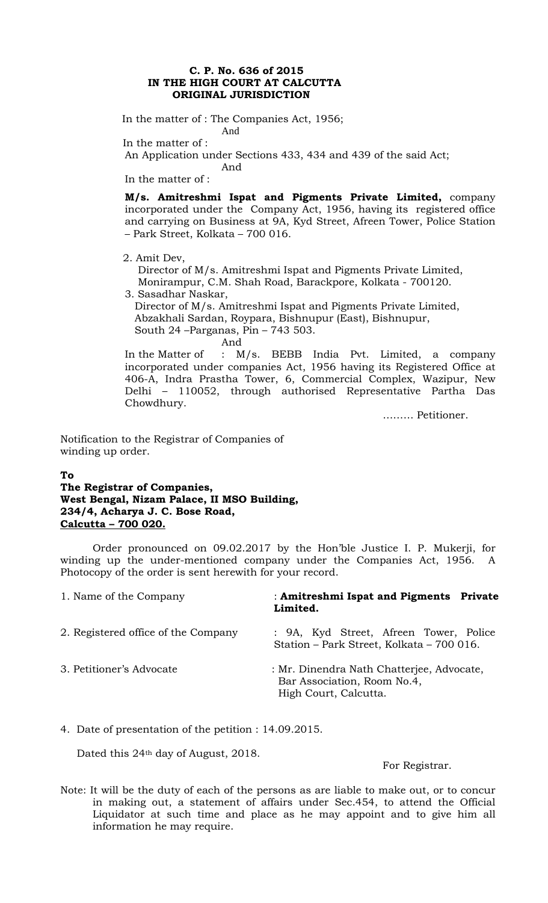**C. P. No. 636 of 2015**
**IN THE HIGH COURT AT CALCUTTA**
**ORIGINAL JURISDICTION**

In the matter of : The Companies Act, 1956;

And

In the matter of :

An Application under Sections 433, 434 and 439 of the said Act;

And

In the matter of :

**M/s. Amitreshmi Ispat and Pigments Private Limited,** company incorporated under the Company Act, 1956, having its registered office and carrying on Business at 9A, Kyd Street, Afreen Tower, Police Station – Park Street, Kolkata – 700 016.

2. Amit Dev,
Director of M/s. Amitreshmi Ispat and Pigments Private Limited, Monirampur, C.M. Shah Road, Barackpore, Kolkata - 700120.
3. Sasadhar Naskar,
Director of M/s. Amitreshmi Ispat and Pigments Private Limited, Abzakhali Sardan, Roypara, Bishnupur (East), Bishnupur, South 24 –Parganas, Pin – 743 503.

And

In the Matter of : M/s. BEBB India Pvt. Limited, a company incorporated under companies Act, 1956 having its Registered Office at 406-A, Indra Prastha Tower, 6, Commercial Complex, Wazipur, New Delhi – 110052, through authorised Representative Partha Das Chowdhury.

……… Petitioner.

Notification to the Registrar of Companies of winding up order.

**To**
**The Registrar of Companies,**
**West Bengal, Nizam Palace, II MSO Building,**
**234/4, Acharya J. C. Bose Road,**
**Calcutta – 700 020.**

Order pronounced on 09.02.2017 by the Hon'ble Justice I. P. Mukerji, for winding up the under-mentioned company under the Companies Act, 1956. A Photocopy of the order is sent herewith for your record.

| | |
|---|---|
| 1. Name of the Company | : **Amitreshmi Ispat and Pigments Private Limited.** |
| 2. Registered office of the Company | : 9A, Kyd Street, Afreen Tower, Police Station – Park Street, Kolkata – 700 016. |
| 3. Petitioner's Advocate | : Mr. Dinendra Nath Chatterjee, Advocate, Bar Association, Room No.4, High Court, Calcutta. |

4. Date of presentation of the petition : 14.09.2015.

Dated this 24th day of August, 2018.

For Registrar.

Note: It will be the duty of each of the persons as are liable to make out, or to concur in making out, a statement of affairs under Sec.454, to attend the Official Liquidator at such time and place as he may appoint and to give him all information he may require.